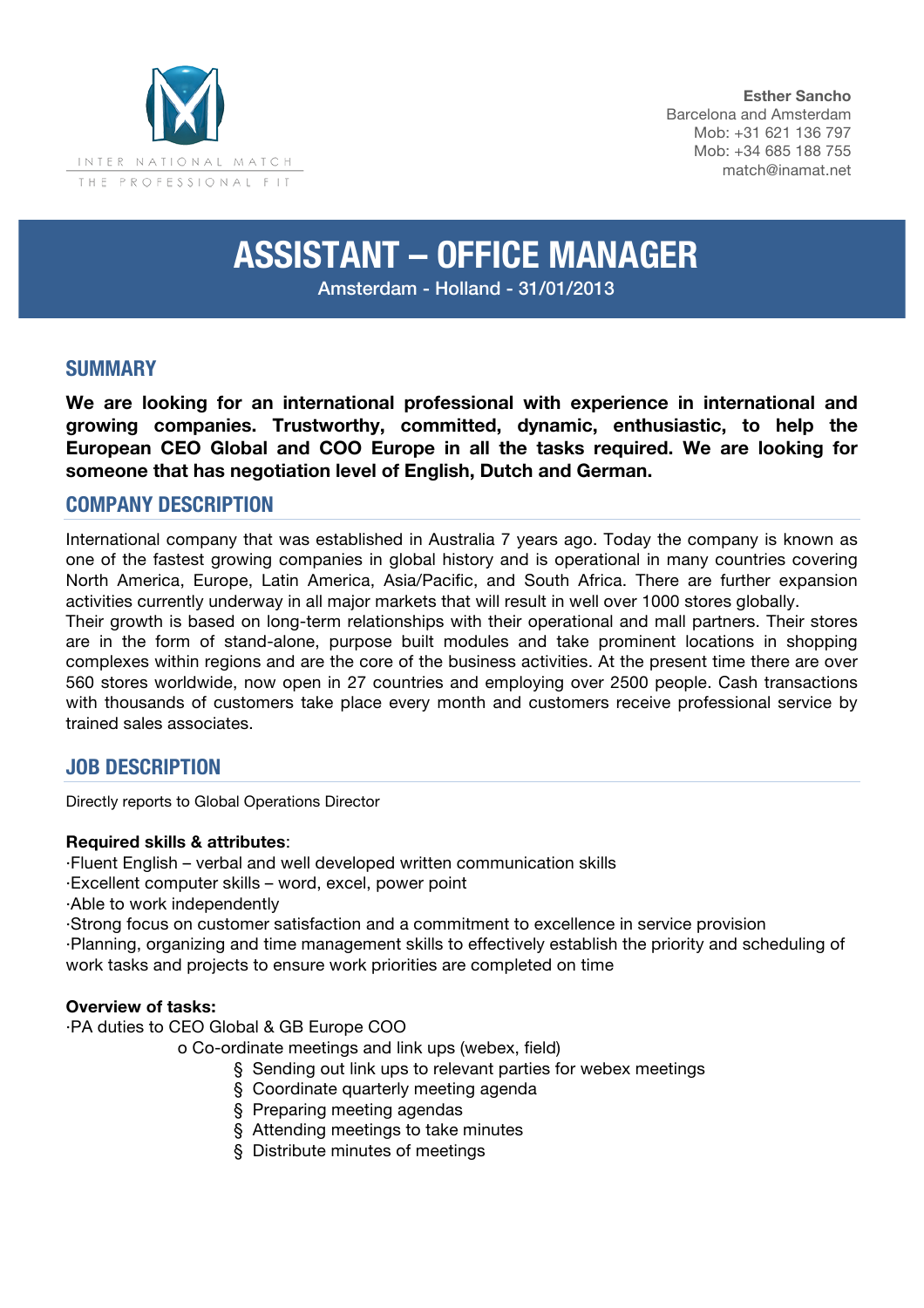INTER NATIONAL MATCH
THE PROFESSIONAL FIT

**Esther Sancho**
Barcelona and Amsterdam
Mob: +31 621 136 797
Mob: +34 685 188 755
match@inamat.net

# ASSISTANT – OFFICE MANAGER

Amsterdam - Holland - 31/01/2013

## SUMMARY

**We are looking for an international professional with experience in international and growing companies. Trustworthy, committed, dynamic, enthusiastic, to help the European CEO Global and COO Europe in all the tasks required. We are looking for someone that has negotiation level of English, Dutch and German.**

## COMPANY DESCRIPTION

International company that was established in Australia 7 years ago. Today the company is known as one of the fastest growing companies in global history and is operational in many countries covering North America, Europe, Latin America, Asia/Pacific, and South Africa. There are further expansion activities currently underway in all major markets that will result in well over 1000 stores globally.
Their growth is based on long-term relationships with their operational and mall partners. Their stores are in the form of stand-alone, purpose built modules and take prominent locations in shopping complexes within regions and are the core of the business activities. At the present time there are over 560 stores worldwide, now open in 27 countries and employing over 2500 people. Cash transactions with thousands of customers take place every month and customers receive professional service by trained sales associates.

## JOB DESCRIPTION

Directly reports to Global Operations Director

**Required skills & attributes**:
·Fluent English – verbal and well developed written communication skills
·Excellent computer skills – word, excel, power point
·Able to work independently
·Strong focus on customer satisfaction and a commitment to excellence in service provision
·Planning, organizing and time management skills to effectively establish the priority and scheduling of work tasks and projects to ensure work priorities are completed on time

**Overview of tasks:**
·PA duties to CEO Global & GB Europe COO
- Co-ordinate meetings and link ups (webex, field)
  - Sending out link ups to relevant parties for webex meetings
  - Coordinate quarterly meeting agenda
  - Preparing meeting agendas
  - Attending meetings to take minutes
  - Distribute minutes of meetings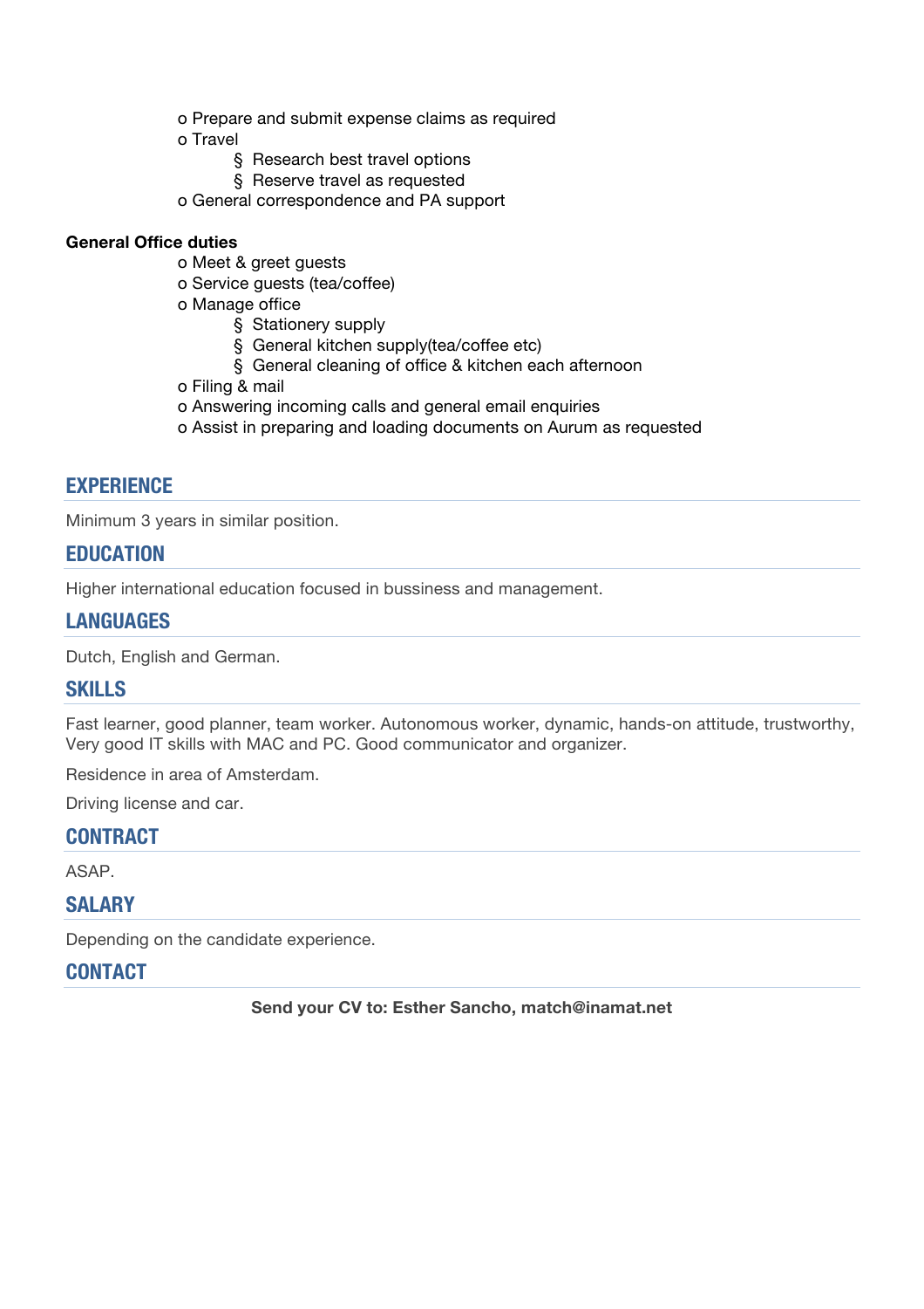- Prepare and submit expense claims as required
- Travel
  - Research best travel options
  - Reserve travel as requested
- General correspondence and PA support

**General Office duties**

- Meet & greet guests
- Service guests (tea/coffee)
- Manage office
  - Stationery supply
  - General kitchen supply(tea/coffee etc)
  - General cleaning of office & kitchen each afternoon
- Filing & mail
- Answering incoming calls and general email enquiries
- Assist in preparing and loading documents on Aurum as requested

## EXPERIENCE

Minimum 3 years in similar position.

## EDUCATION

Higher international education focused in bussiness and management.

## LANGUAGES

Dutch, English and German.

## SKILLS

Fast learner, good planner, team worker. Autonomous worker, dynamic, hands-on attitude, trustworthy, Very good IT skills with MAC and PC. Good communicator and organizer.

Residence in area of Amsterdam.

Driving license and car.

## CONTRACT

ASAP.

## SALARY

Depending on the candidate experience.

## CONTACT

**Send your CV to: Esther Sancho, match@inamat.net**